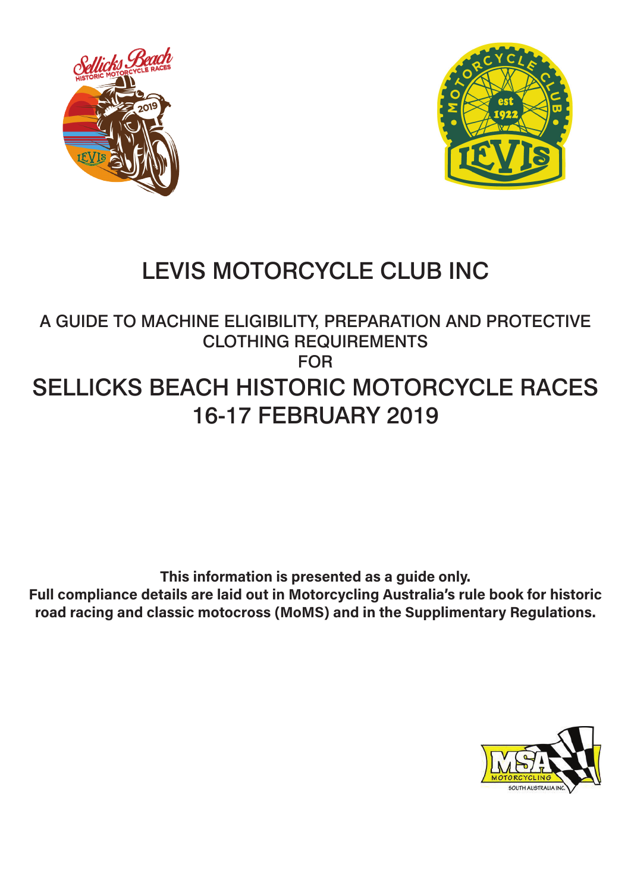# LEVIS MOTORCYCLE CLUB INC

## A GUIDE TO MACHINE ELIGIBILITY, PREPARATION AND PROTECTIVE CLOTHING REQUIREMENTS FOR

# SELLICKS BEACH HISTORIC MOTORCYCLE RACES 16-17 FEBRUARY 2019

**This information is presented as a guide only.**
**Full compliance details are laid out in Motorcycling Australia's rule book for historic road racing and classic motocross (MoMS) and in the Supplimentary Regulations.**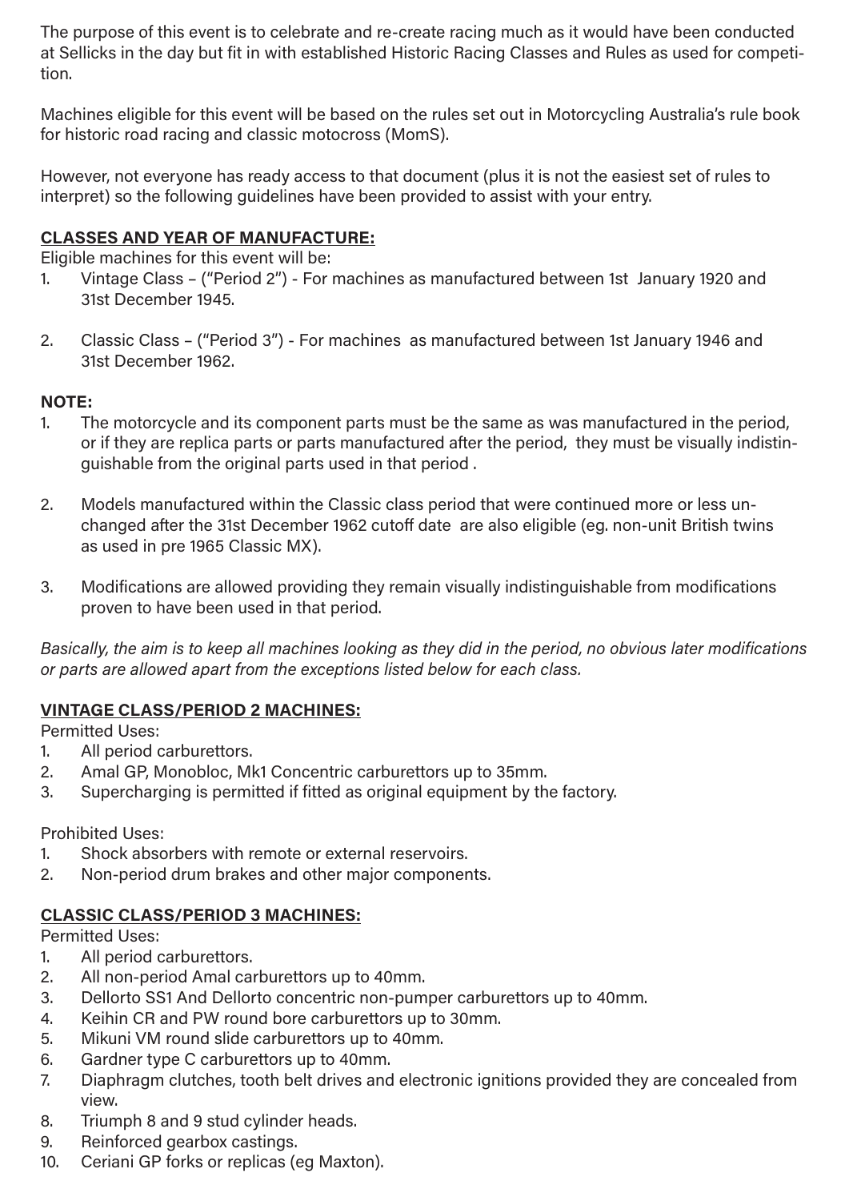The purpose of this event is to celebrate and re-create racing much as it would have been conducted at Sellicks in the day but fit in with established Historic Racing Classes and Rules as used for competition.

Machines eligible for this event will be based on the rules set out in Motorcycling Australia's rule book for historic road racing and classic motocross (MomS).

However, not everyone has ready access to that document (plus it is not the easiest set of rules to interpret) so the following guidelines have been provided to assist with your entry.

**CLASSES AND YEAR OF MANUFACTURE:**

Eligible machines for this event will be:

1. Vintage Class – ("Period 2") - For machines as manufactured between 1st January 1920 and 31st December 1945.

2. Classic Class – ("Period 3") - For machines as manufactured between 1st January 1946 and 31st December 1962.

**NOTE:**

1. The motorcycle and its component parts must be the same as was manufactured in the period, or if they are replica parts or parts manufactured after the period, they must be visually indistinguishable from the original parts used in that period .

2. Models manufactured within the Classic class period that were continued more or less unchanged after the 31st December 1962 cutoff date are also eligible (eg. non-unit British twins as used in pre 1965 Classic MX).

3. Modifications are allowed providing they remain visually indistinguishable from modifications proven to have been used in that period.

*Basically, the aim is to keep all machines looking as they did in the period, no obvious later modifications or parts are allowed apart from the exceptions listed below for each class.*

**VINTAGE CLASS/PERIOD 2 MACHINES:**

Permitted Uses:

1. All period carburettors.
2. Amal GP, Monobloc, Mk1 Concentric carburettors up to 35mm.
3. Supercharging is permitted if fitted as original equipment by the factory.

Prohibited Uses:

1. Shock absorbers with remote or external reservoirs.
2. Non-period drum brakes and other major components.

**CLASSIC CLASS/PERIOD 3 MACHINES:**

Permitted Uses:

1. All period carburettors.
2. All non-period Amal carburettors up to 40mm.
3. Dellorto SS1 And Dellorto concentric non-pumper carburettors up to 40mm.
4. Keihin CR and PW round bore carburettors up to 30mm.
5. Mikuni VM round slide carburettors up to 40mm.
6. Gardner type C carburettors up to 40mm.
7. Diaphragm clutches, tooth belt drives and electronic ignitions provided they are concealed from view.
8. Triumph 8 and 9 stud cylinder heads.
9. Reinforced gearbox castings.
10. Ceriani GP forks or replicas (eg Maxton).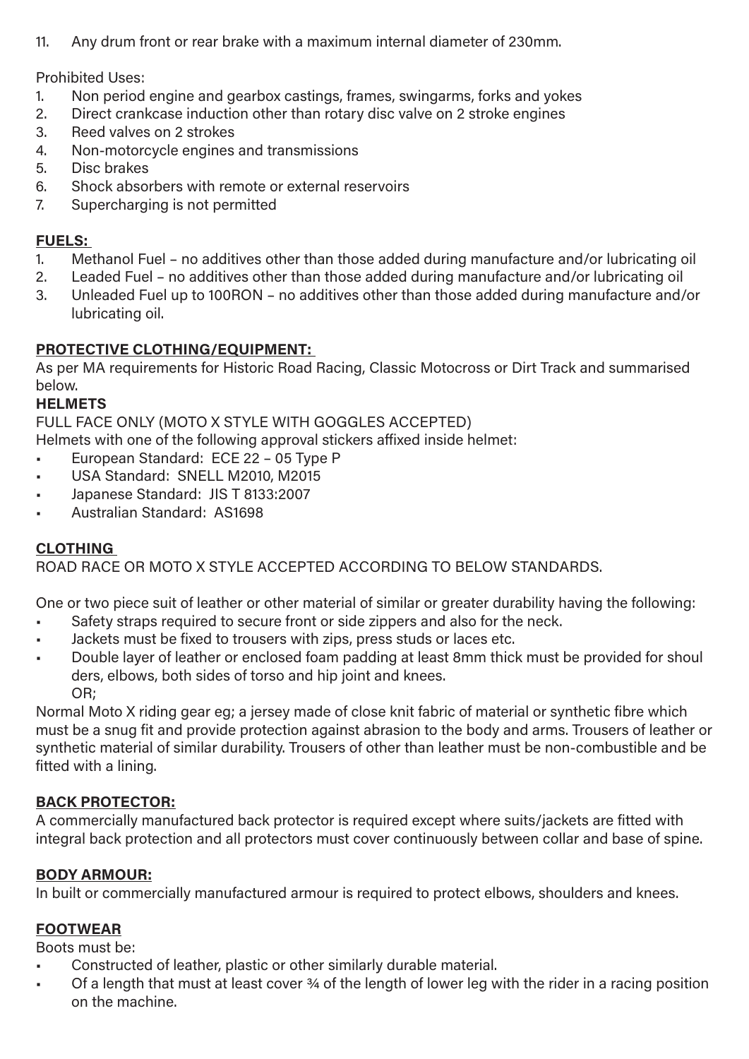11. Any drum front or rear brake with a maximum internal diameter of 230mm.

Prohibited Uses:

1. Non period engine and gearbox castings, frames, swingarms, forks and yokes
2. Direct crankcase induction other than rotary disc valve on 2 stroke engines
3. Reed valves on 2 strokes
4. Non-motorcycle engines and transmissions
5. Disc brakes
6. Shock absorbers with remote or external reservoirs
7. Supercharging is not permitted

## FUELS:

1. Methanol Fuel – no additives other than those added during manufacture and/or lubricating oil
2. Leaded Fuel – no additives other than those added during manufacture and/or lubricating oil
3. Unleaded Fuel up to 100RON – no additives other than those added during manufacture and/or lubricating oil.

## PROTECTIVE CLOTHING/EQUIPMENT:

As per MA requirements for Historic Road Racing, Classic Motocross or Dirt Track and summarised below.

### HELMETS

FULL FACE ONLY (MOTO X STYLE WITH GOGGLES ACCEPTED)

Helmets with one of the following approval stickers affixed inside helmet:

- European Standard: ECE 22 – 05 Type P
- USA Standard: SNELL M2010, M2015
- Japanese Standard: JIS T 8133:2007
- Australian Standard: AS1698

### CLOTHING

ROAD RACE OR MOTO X STYLE ACCEPTED ACCORDING TO BELOW STANDARDS.

One or two piece suit of leather or other material of similar or greater durability having the following:

- Safety straps required to secure front or side zippers and also for the neck.
- Jackets must be fixed to trousers with zips, press studs or laces etc.
- Double layer of leather or enclosed foam padding at least 8mm thick must be provided for shoulders, elbows, both sides of torso and hip joint and knees.
  OR;

Normal Moto X riding gear eg; a jersey made of close knit fabric of material or synthetic fibre which must be a snug fit and provide protection against abrasion to the body and arms. Trousers of leather or synthetic material of similar durability. Trousers of other than leather must be non-combustible and be fitted with a lining.

### BACK PROTECTOR:

A commercially manufactured back protector is required except where suits/jackets are fitted with integral back protection and all protectors must cover continuously between collar and base of spine.

### BODY ARMOUR:

In built or commercially manufactured armour is required to protect elbows, shoulders and knees.

### FOOTWEAR

Boots must be:

- Constructed of leather, plastic or other similarly durable material.
- Of a length that must at least cover ¾ of the length of lower leg with the rider in a racing position on the machine.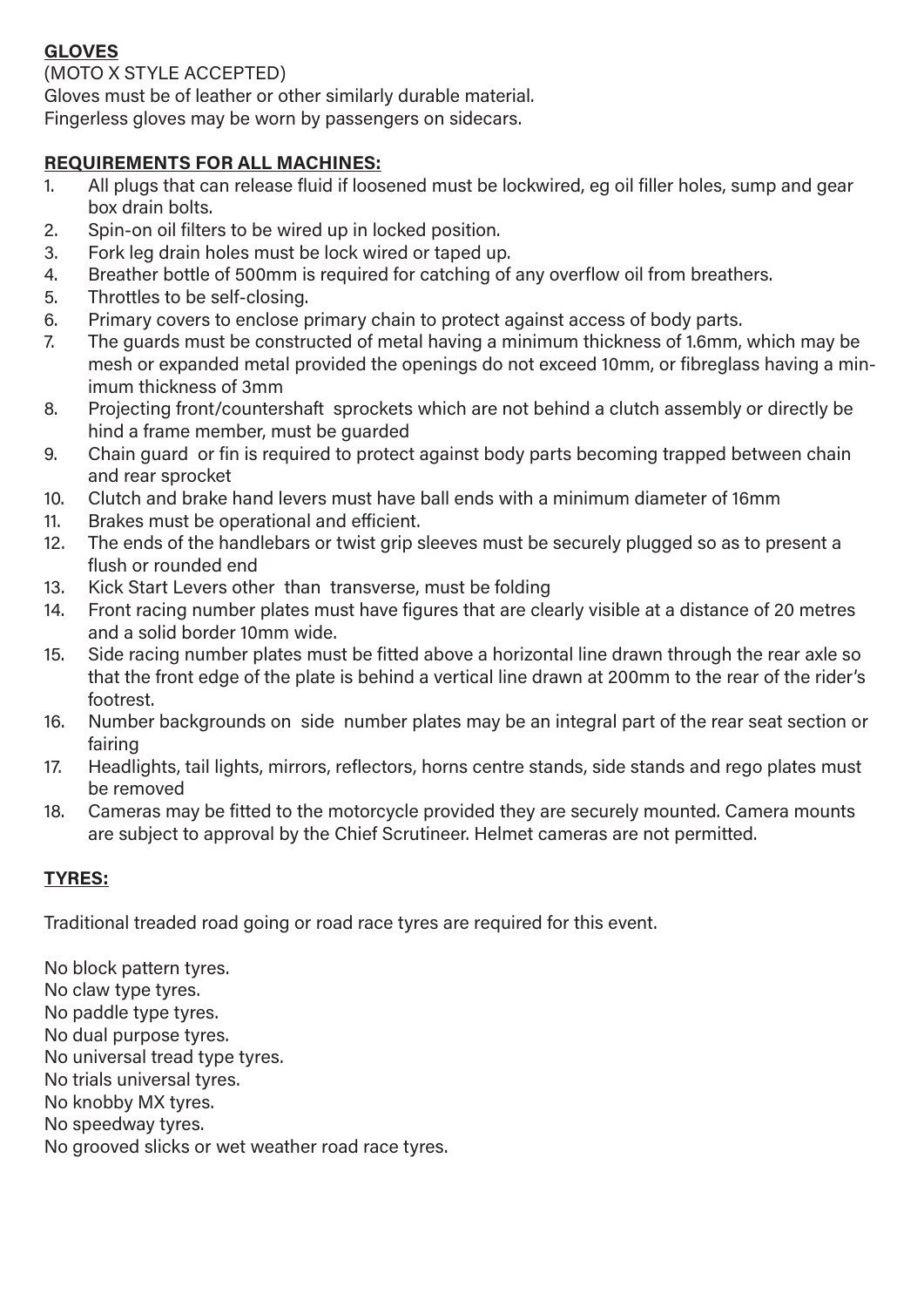**GLOVES**

(MOTO X STYLE ACCEPTED)

Gloves must be of leather or other similarly durable material.

Fingerless gloves may be worn by passengers on sidecars.

**REQUIREMENTS FOR ALL MACHINES:**

1. All plugs that can release fluid if loosened must be lockwired, eg oil filler holes, sump and gear box drain bolts.
2. Spin-on oil filters to be wired up in locked position.
3. Fork leg drain holes must be lock wired or taped up.
4. Breather bottle of 500mm is required for catching of any overflow oil from breathers.
5. Throttles to be self-closing.
6. Primary covers to enclose primary chain to protect against access of body parts.
7. The guards must be constructed of metal having a minimum thickness of 1.6mm, which may be mesh or expanded metal provided the openings do not exceed 10mm, or fibreglass having a minimum thickness of 3mm
8. Projecting front/countershaft sprockets which are not behind a clutch assembly or directly be hind a frame member, must be guarded
9. Chain guard or fin is required to protect against body parts becoming trapped between chain and rear sprocket
10. Clutch and brake hand levers must have ball ends with a minimum diameter of 16mm
11. Brakes must be operational and efficient.
12. The ends of the handlebars or twist grip sleeves must be securely plugged so as to present a flush or rounded end
13. Kick Start Levers other than transverse, must be folding
14. Front racing number plates must have figures that are clearly visible at a distance of 20 metres and a solid border 10mm wide.
15. Side racing number plates must be fitted above a horizontal line drawn through the rear axle so that the front edge of the plate is behind a vertical line drawn at 200mm to the rear of the rider's footrest.
16. Number backgrounds on side number plates may be an integral part of the rear seat section or fairing
17. Headlights, tail lights, mirrors, reflectors, horns centre stands, side stands and rego plates must be removed
18. Cameras may be fitted to the motorcycle provided they are securely mounted. Camera mounts are subject to approval by the Chief Scrutineer. Helmet cameras are not permitted.

**TYRES:**

Traditional treaded road going or road race tyres are required for this event.

No block pattern tyres.
No claw type tyres.
No paddle type tyres.
No dual purpose tyres.
No universal tread type tyres.
No trials universal tyres.
No knobby MX tyres.
No speedway tyres.
No grooved slicks or wet weather road race tyres.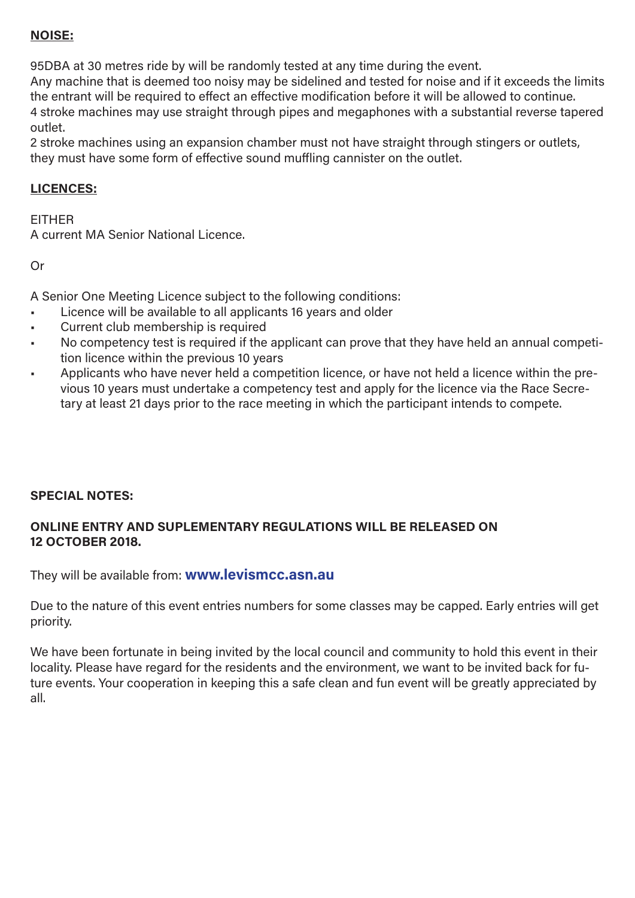**NOISE:**

95DBA at 30 metres ride by will be randomly tested at any time during the event.
Any machine that is deemed too noisy may be sidelined and tested for noise and if it exceeds the limits the entrant will be required to effect an effective modification before it will be allowed to continue.
4 stroke machines may use straight through pipes and megaphones with a substantial reverse tapered outlet.
2 stroke machines using an expansion chamber must not have straight through stingers or outlets, they must have some form of effective sound muffling cannister on the outlet.

**LICENCES:**

EITHER
A current MA Senior National Licence.

Or

A Senior One Meeting Licence subject to the following conditions:

- Licence will be available to all applicants 16 years and older
- Current club membership is required
- No competency test is required if the applicant can prove that they have held an annual competition licence within the previous 10 years
- Applicants who have never held a competition licence, or have not held a licence within the previous 10 years must undertake a competency test and apply for the licence via the Race Secretary at least 21 days prior to the race meeting in which the participant intends to compete.

**SPECIAL NOTES:**

**ONLINE ENTRY AND SUPLEMENTARY REGULATIONS WILL BE RELEASED ON 12 OCTOBER 2018.**

They will be available from: **www.levismcc.asn.au**

Due to the nature of this event entries numbers for some classes may be capped. Early entries will get priority.

We have been fortunate in being invited by the local council and community to hold this event in their locality. Please have regard for the residents and the environment, we want to be invited back for future events. Your cooperation in keeping this a safe clean and fun event will be greatly appreciated by all.